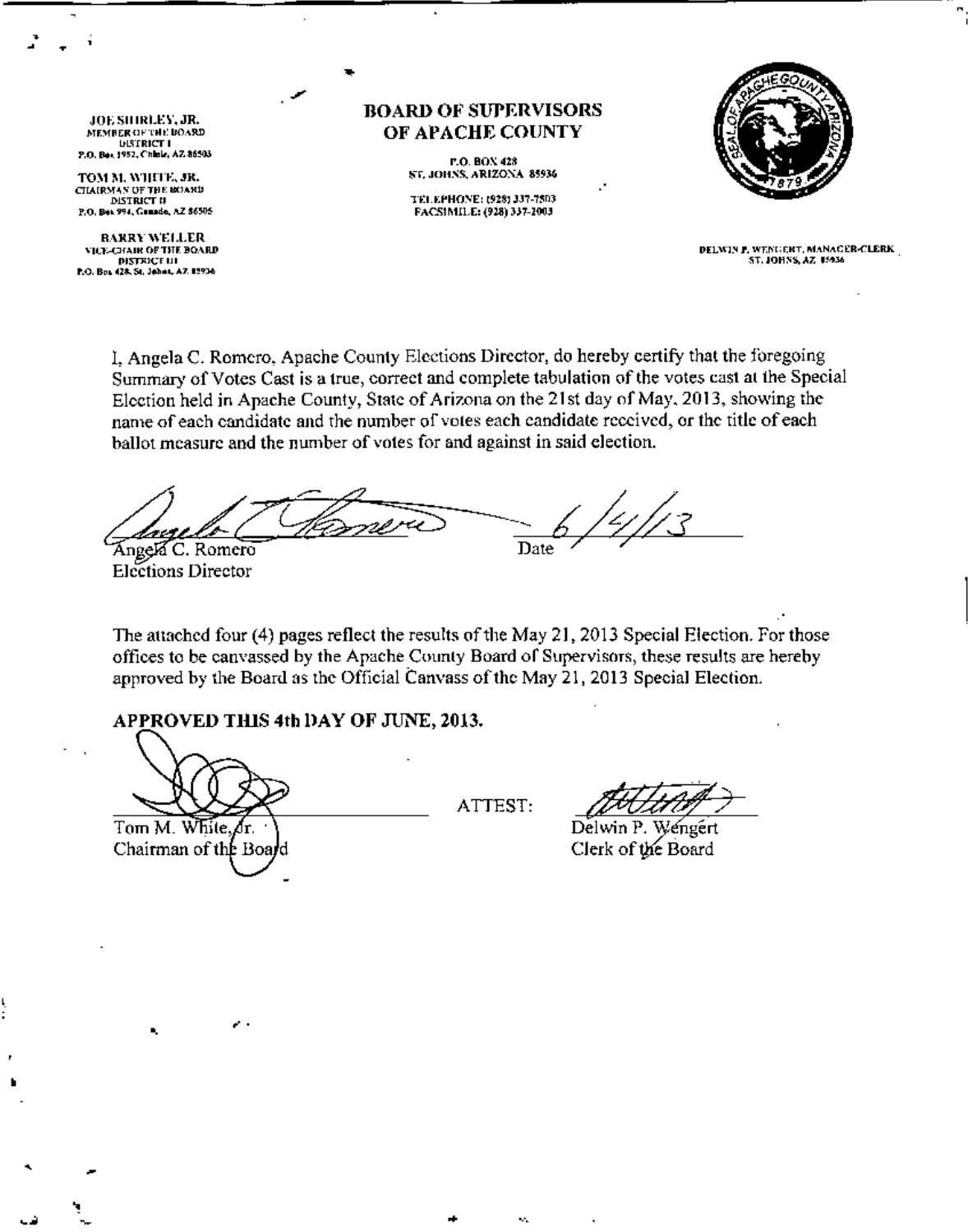JOE SHIRLEY, JR.
MEMBER OF THE BOARD
DISTRICT I
P.O. Box 1952, Chinle, AZ 86503

TOM M. WHITE, JR.
CHAIRMAN OF THE BOARD
DISTRICT II
P.O. Box 994, Ganado, AZ 86505

BARRY WELLER
VICE-CHAIR OF THE BOARD
DISTRICT III
P.O. Box 428, St. Johns, AZ 85936

# BOARD OF SUPERVISORS OF APACHE COUNTY

P.O. BOX 428
ST. JOHNS, ARIZONA 85936

TELEPHONE: (928) 337-7503
FACSIMILE: (928) 337-2003

DELWIN P. WENGERT, MANAGER-CLERK
ST. JOHNS, AZ 85936

I, Angela C. Romero, Apache County Elections Director, do hereby certify that the foregoing Summary of Votes Cast is a true, correct and complete tabulation of the votes cast at the Special Election held in Apache County, State of Arizona on the 21st day of May, 2013, showing the name of each candidate and the number of votes each candidate received, or the title of each ballot measure and the number of votes for and against in said election.

Angela C. Romero
Elections Director

Date 6/4/13

The attached four (4) pages reflect the results of the May 21, 2013 Special Election. For those offices to be canvassed by the Apache County Board of Supervisors, these results are hereby approved by the Board as the Official Canvass of the May 21, 2013 Special Election.

**APPROVED THIS 4th DAY OF JUNE, 2013.**

Tom M. White, Jr.
Chairman of the Board

ATTEST:

Delwin P. Wengert
Clerk of the Board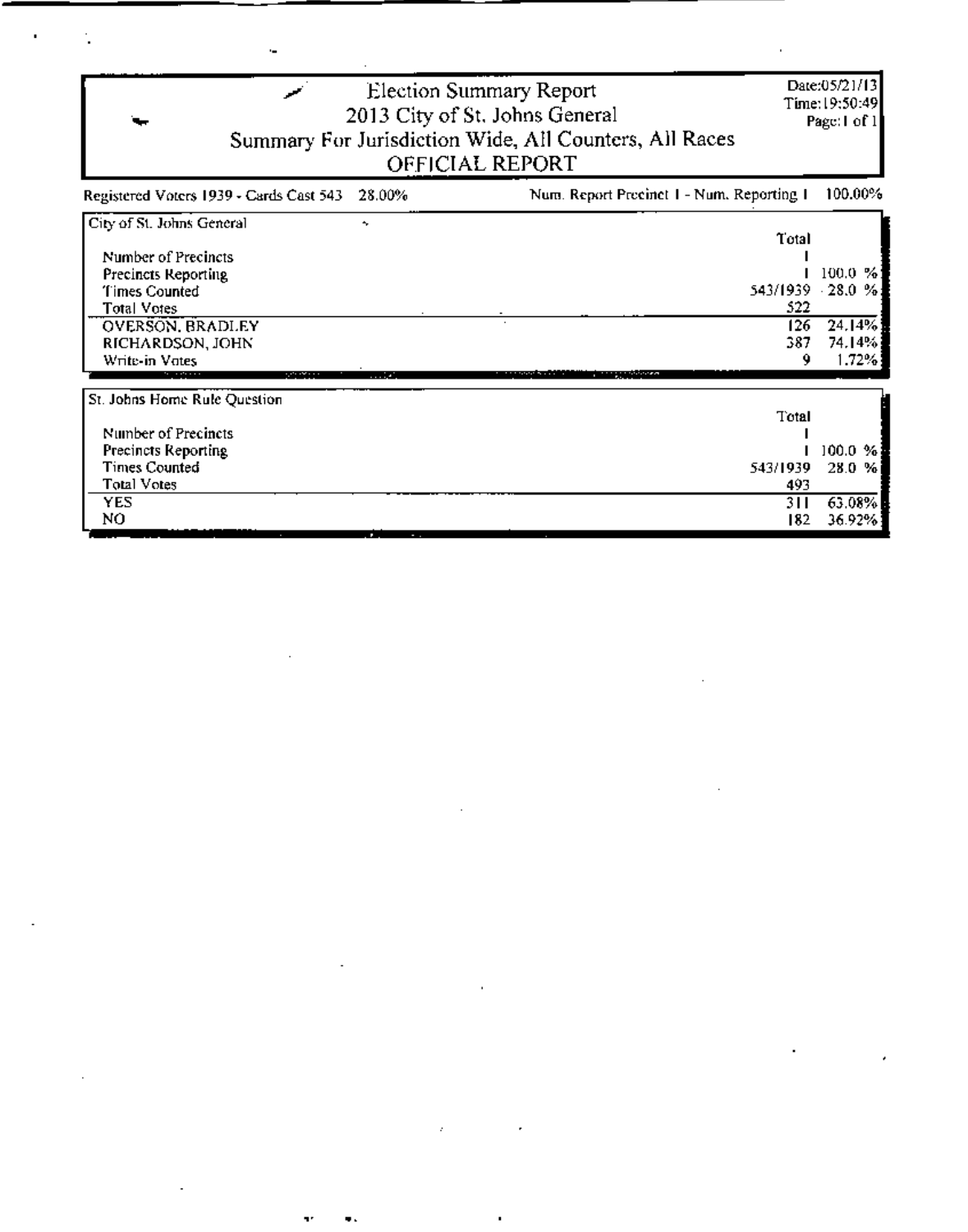# Election Summary Report

## 2013 City of St. Johns General

### Summary For Jurisdiction Wide, All Counters, All Races

### OFFICIAL REPORT

Date:05/21/13
Time:19:50:49
Page:1 of 1

Registered Voters 1939 - Cards Cast 543 28.00% | Num. Report Precinct 1 - Num. Reporting 1 100.00%

| City of St. Johns General | Total | |
|---|---|---|
| Number of Precincts | 1 | |
| Precincts Reporting | 1 | 100.0 % |
| Times Counted | 543/1939 | 28.0 % |
| Total Votes | 522 | |
| OVERSON, BRADLEY | 126 | 24.14% |
| RICHARDSON, JOHN | 387 | 74.14% |
| Write-in Votes | 9 | 1.72% |

| St. Johns Home Rule Question | Total | |
|---|---|---|
| Number of Precincts | 1 | |
| Precincts Reporting | 1 | 100.0 % |
| Times Counted | 543/1939 | 28.0 % |
| Total Votes | 493 | |
| YES | 311 | 63.08% |
| NO | 182 | 36.92% |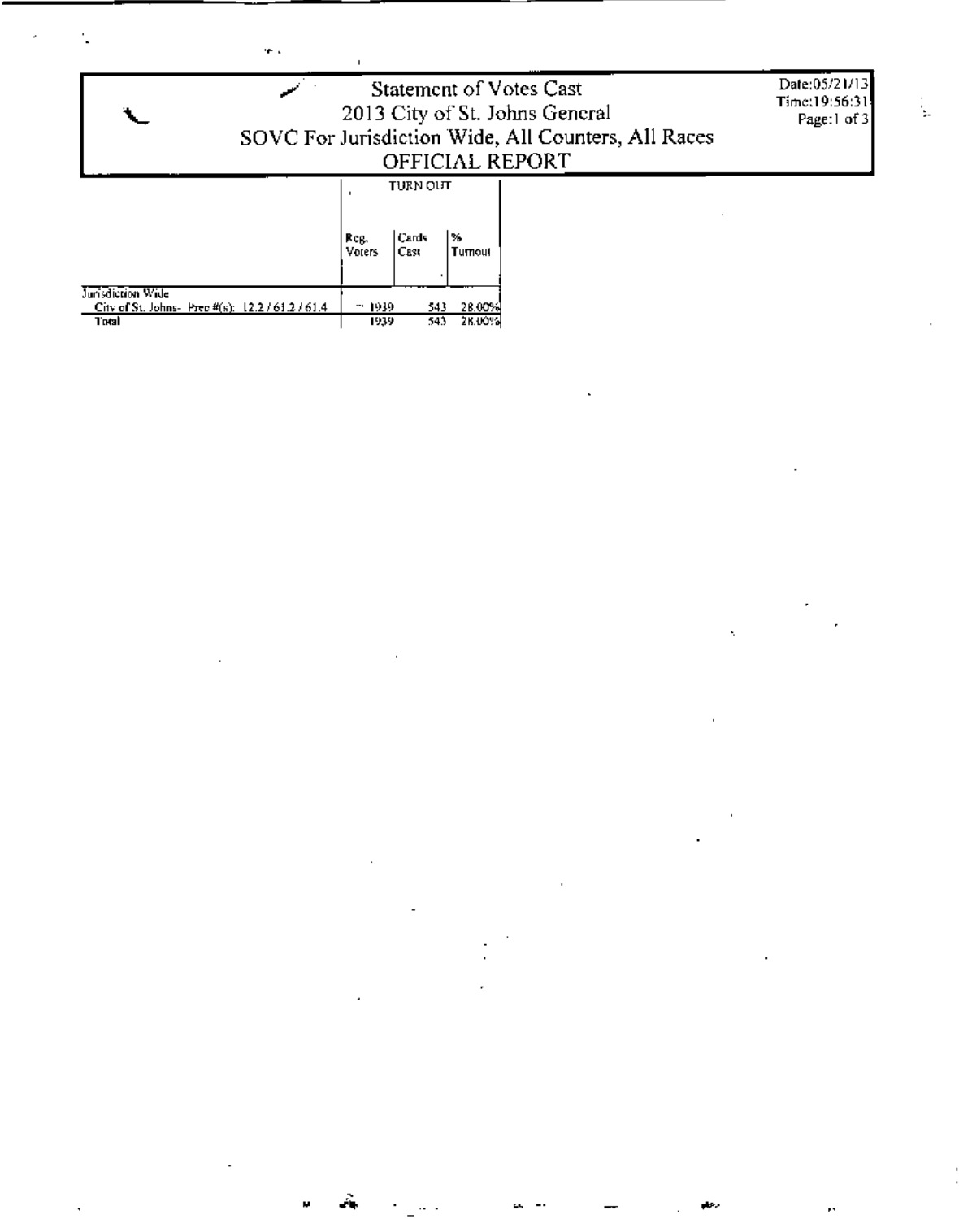# Statement of Votes Cast

## 2013 City of St. Johns General

## SOVC For Jurisdiction Wide, All Counters, All Races

## OFFICIAL REPORT

Date:05/21/13
Time:19:56:31

| | TURN OUT | | |
|---|---|---|---|
| | Reg. Voters | Cards Cast | % Turnout |
| Jurisdiction Wide | | | |
| City of St. Johns- Prec #(s): 12.2 / 61.2 / 61.4 | 1939 | 543 | 28.00% |
| Total | 1939 | 543 | 28.00% |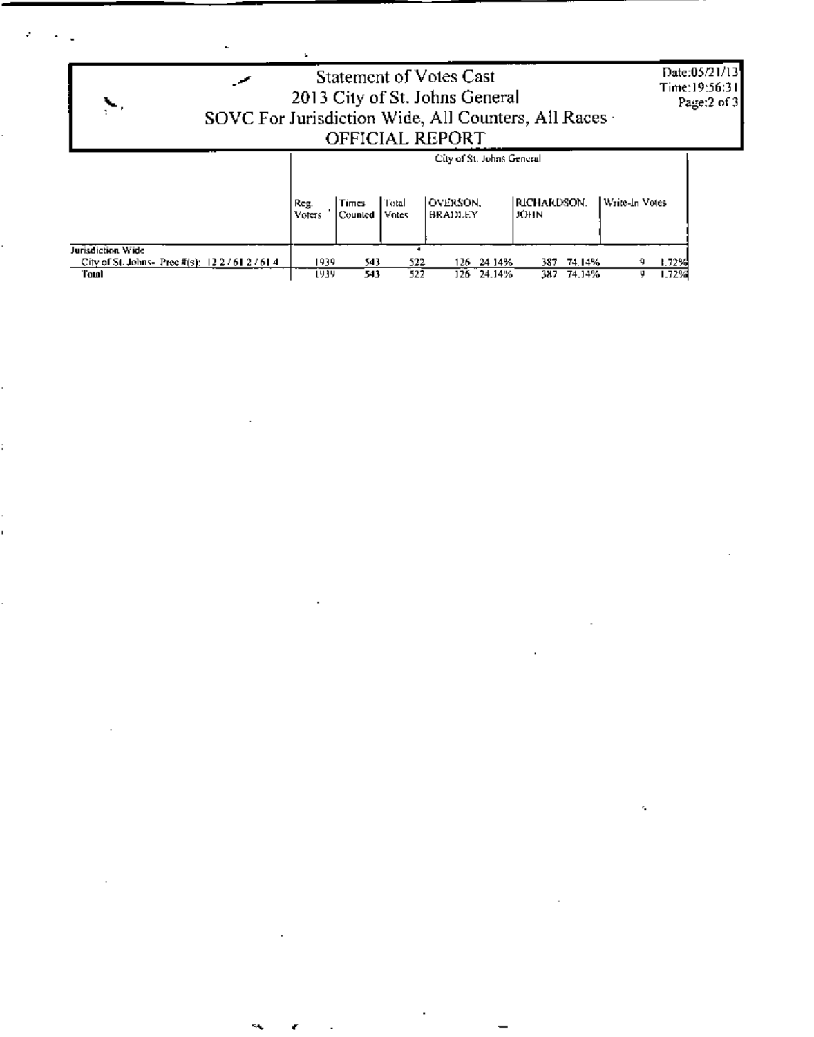# Statement of Votes Cast
## 2013 City of St. Johns General
### SOVC For Jurisdiction Wide, All Counters, All Races
### OFFICIAL REPORT

Date:05/21/13
Time:19:56:31

| | City of St. Johns General | | | | | | | | |
|---|---|---|---|---|---|---|---|---|---|
| | Reg. Voters | Times Counted | Total Votes | OVERSON, BRADLEY | | RICHARDSON, JOHN | | Write-In Votes | |
| **Jurisdiction Wide** | | | | | | | | | |
| City of St. Johns- Prec #(s): 12 2 / 61 2 / 61 4 | 1939 | 543 | 522 | 126 | 24.14% | 387 | 74.14% | 9 | 1.72% |
| **Total** | 1939 | 543 | 522 | 126 | 24.14% | 387 | 74.14% | 9 | 1.72% |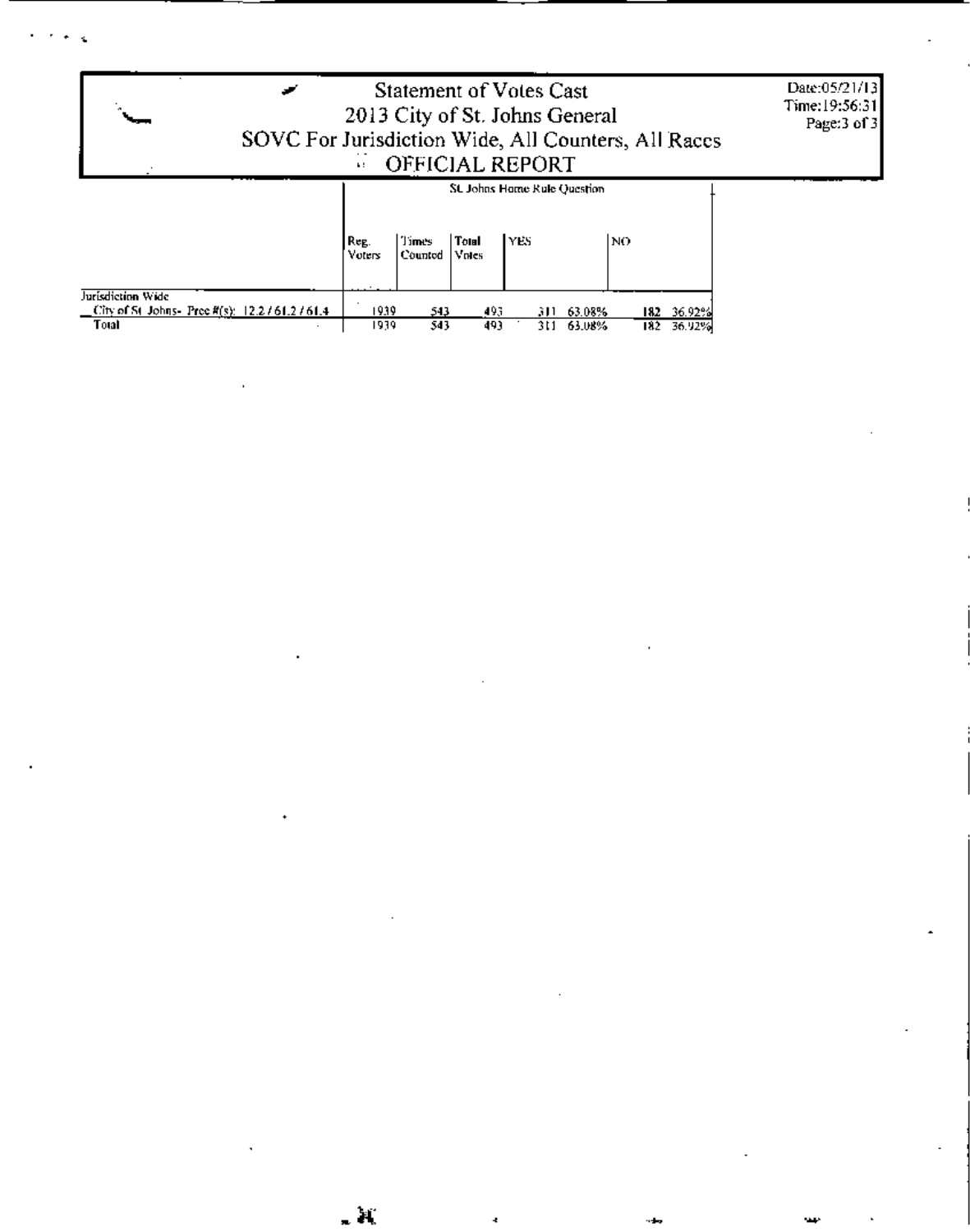# Statement of Votes Cast
## 2013 City of St. Johns General
## SOVC For Jurisdiction Wide, All Counters, All Races
## OFFICIAL REPORT

Date:05/21/13
Time:19:56:31

| | St Johns Home Rule Question | | | | | | |
|---|---|---|---|---|---|---|---|
| | Reg. Voters | Times Counted | Total Votes | YES | | NO | |
| Jurisdiction Wide | | | | | | | |
| City of St Johns- Prec #(s): 12.2 / 61.2 / 61.4 | 1939 | 543 | 493 | 311 | 63.08% | 182 | 36.92% |
| Total | 1939 | 543 | 493 | 311 | 63.08% | 182 | 36.92% |